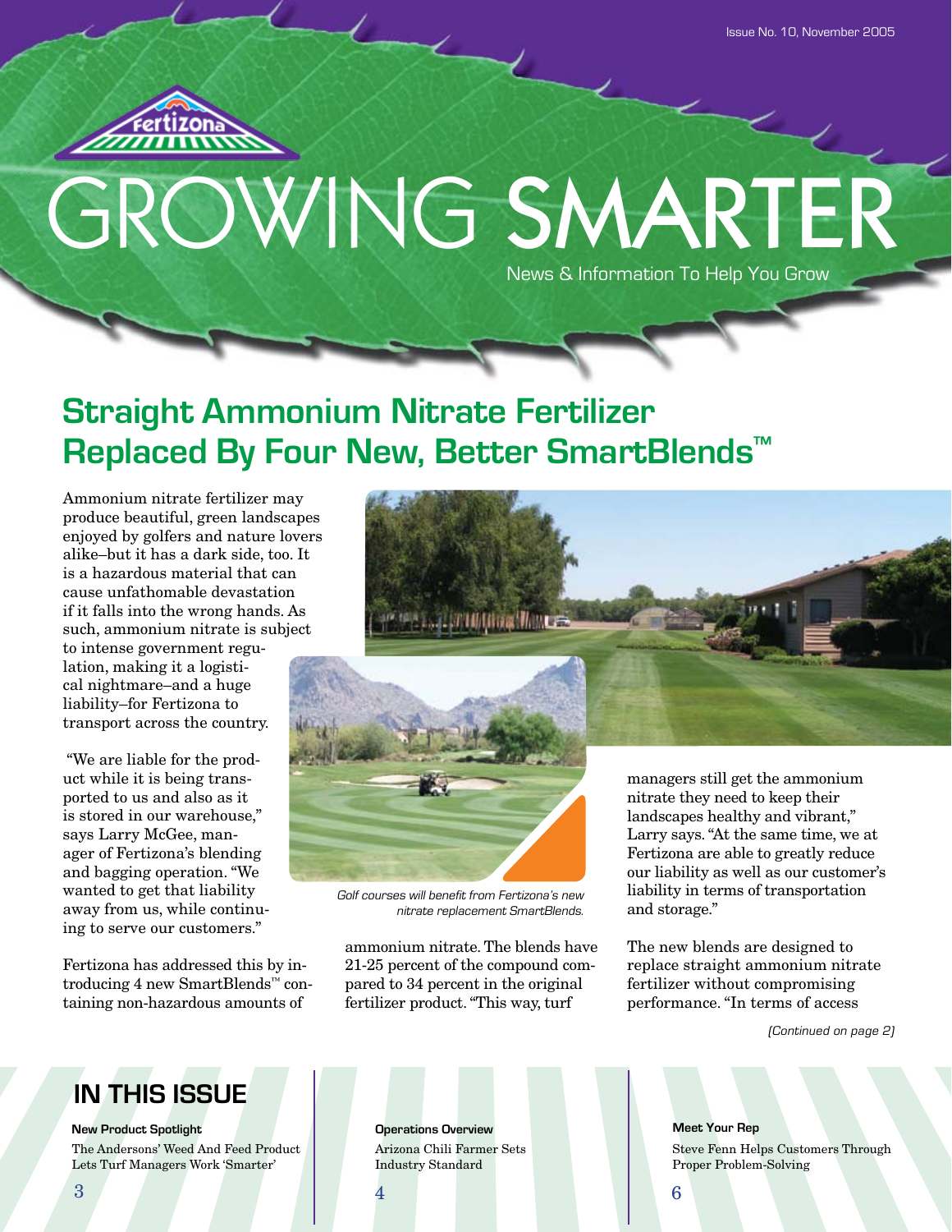Issue No. 10, November 2005

Fertizona

# GROWING SMARTER

News & Information To Help You Grow

## Straight Ammonium Nitrate Fertilizer Replaced By Four New, Better SmartBlends™

Ammonium nitrate fertilizer may produce beautiful, green landscapes enjoyed by golfers and nature lovers alike–but it has a dark side, too. It is a hazardous material that can cause unfathomable devastation if it falls into the wrong hands. As such, ammonium nitrate is subject to intense government regulation, making it a logistical nightmare–and a huge liability–for Fertizona to transport across the country.

"We are liable for the product while it is being transported to us and also as it is stored in our warehouse," says Larry McGee, manager of Fertizona's blending and bagging operation. "We wanted to get that liability away from us, while continuing to serve our customers."

Fertizona has addressed this by introducing 4 new SmartBlends™ containing non-hazardous amounts of ammonium nitrate. The blends have 21-25 percent of the compound compared to 34 percent in the original fertilizer product. "This way, turf managers still get the ammonium nitrate they need to keep their landscapes healthy and vibrant," Larry says. "At the same time, we at Fertizona are able to greatly reduce our liability as well as our customer's liability in terms of transportation and storage."

*Golf courses will benefit from Fertizona's new nitrate replacement SmartBlends.*

The new blends are designed to replace straight ammonium nitrate fertilizer without compromising performance. "In terms of access

*(Continued on page 2)*

## IN THIS ISSUE

**New Product Spotlight**
The Andersons' Weed And Feed Product Lets Turf Managers Work 'Smarter'
3

**Operations Overview**
Arizona Chili Farmer Sets Industry Standard
4

**Meet Your Rep**
Steve Fenn Helps Customers Through Proper Problem-Solving
6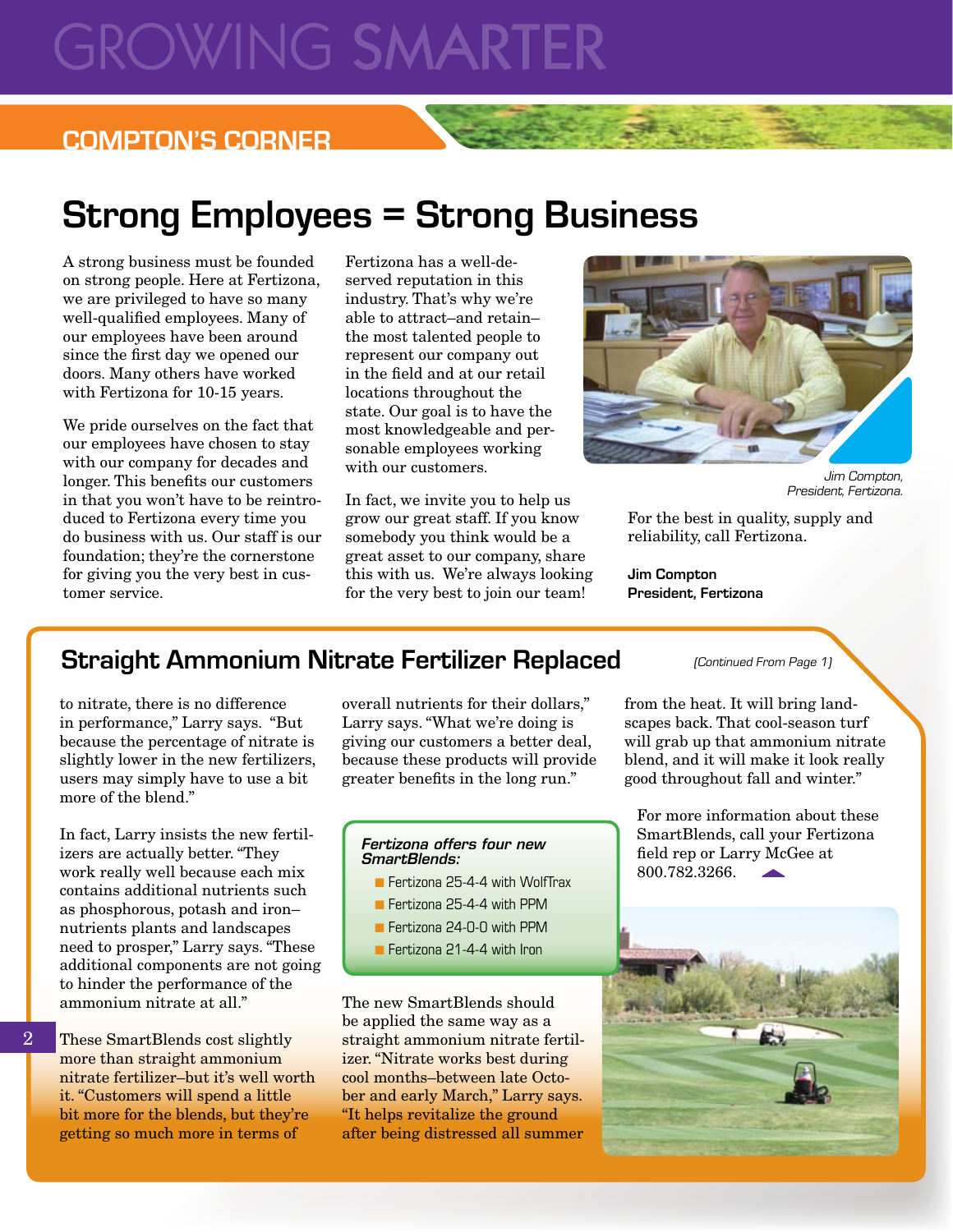# GROWING SMARTER

## COMPTON'S CORNER

## Strong Employees = Strong Business

A strong business must be founded on strong people. Here at Fertizona, we are privileged to have so many well-qualified employees. Many of our employees have been around since the first day we opened our doors. Many others have worked with Fertizona for 10-15 years.

We pride ourselves on the fact that our employees have chosen to stay with our company for decades and longer. This benefits our customers in that you won't have to be reintroduced to Fertizona every time you do business with us. Our staff is our foundation; they're the cornerstone for giving you the very best in customer service.

Fertizona has a well-deserved reputation in this industry. That's why we're able to attract–and retain–the most talented people to represent our company out in the field and at our retail locations throughout the state. Our goal is to have the most knowledgeable and personable employees working with our customers.

In fact, we invite you to help us grow our great staff. If you know somebody you think would be a great asset to our company, share this with us. We're always looking for the very best to join our team!

*Jim Compton, President, Fertizona.*

For the best in quality, supply and reliability, call Fertizona.

**Jim Compton**
**President, Fertizona**

## Straight Ammonium Nitrate Fertilizer Replaced

*(Continued From Page 1)*

to nitrate, there is no difference in performance," Larry says. "But because the percentage of nitrate is slightly lower in the new fertilizers, users may simply have to use a bit more of the blend."

In fact, Larry insists the new fertilizers are actually better. "They work really well because each mix contains additional nutrients such as phosphorous, potash and iron–nutrients plants and landscapes need to prosper," Larry says. "These additional components are not going to hinder the performance of the ammonium nitrate at all."

These SmartBlends cost slightly more than straight ammonium nitrate fertilizer–but it's well worth it. "Customers will spend a little bit more for the blends, but they're getting so much more in terms of overall nutrients for their dollars," Larry says. "What we're doing is giving our customers a better deal, because these products will provide greater benefits in the long run."

***Fertizona offers four new SmartBlends:***

- Fertizona 25-4-4 with WolfTrax
- Fertizona 25-4-4 with PPM
- Fertizona 24-0-0 with PPM
- Fertizona 21-4-4 with Iron

The new SmartBlends should be applied the same way as a straight ammonium nitrate fertilizer. "Nitrate works best during cool months–between late October and early March," Larry says. "It helps revitalize the ground after being distressed all summer from the heat. It will bring landscapes back. That cool-season turf will grab up that ammonium nitrate blend, and it will make it look really good throughout fall and winter."

For more information about these SmartBlends, call your Fertizona field rep or Larry McGee at 800.782.3266.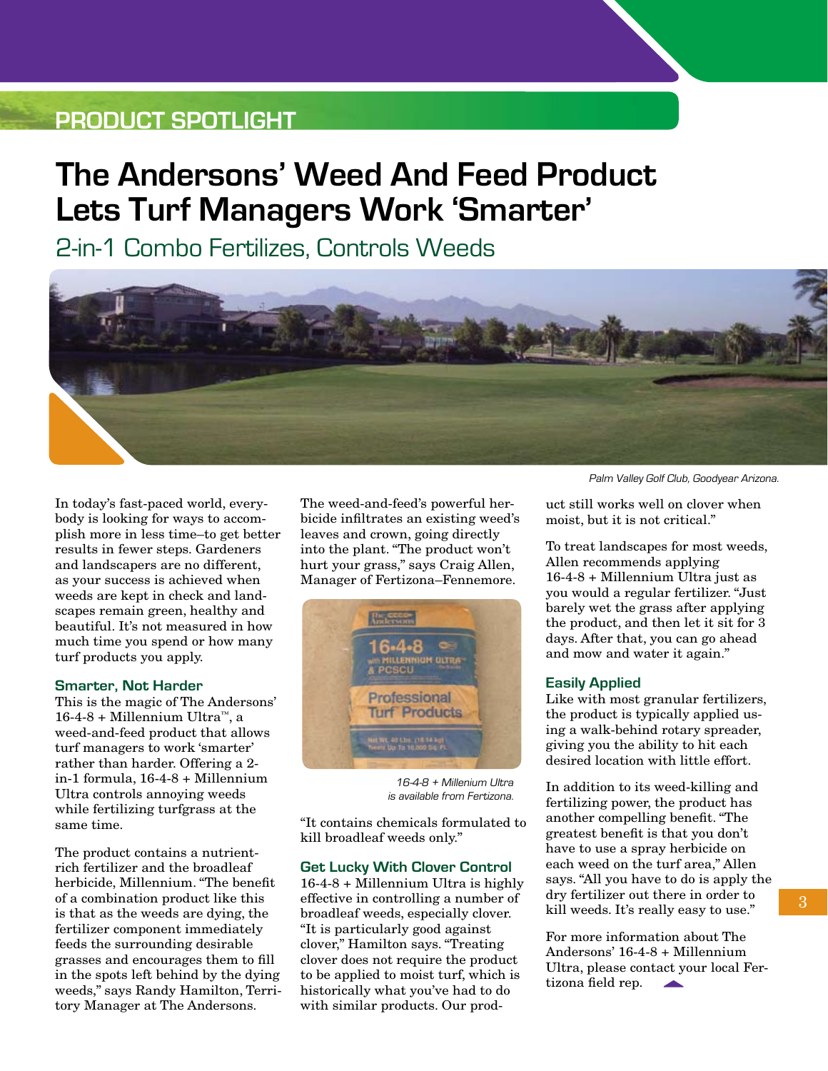PRODUCT SPOTLIGHT

# The Andersons' Weed And Feed Product Lets Turf Managers Work 'Smarter'

## 2-in-1 Combo Fertilizes, Controls Weeds

Palm Valley Golf Club, Goodyear Arizona.

In today's fast-paced world, everybody is looking for ways to accomplish more in less time–to get better results in fewer steps. Gardeners and landscapers are no different, as your success is achieved when weeds are kept in check and landscapes remain green, healthy and beautiful. It's not measured in how much time you spend or how many turf products you apply.

### Smarter, Not Harder

This is the magic of The Andersons' 16-4-8 + Millennium Ultra™, a weed-and-feed product that allows turf managers to work 'smarter' rather than harder. Offering a 2-in-1 formula, 16-4-8 + Millennium Ultra controls annoying weeds while fertilizing turfgrass at the same time.

The product contains a nutrient-rich fertilizer and the broadleaf herbicide, Millennium. "The benefit of a combination product like this is that as the weeds are dying, the fertilizer component immediately feeds the surrounding desirable grasses and encourages them to fill in the spots left behind by the dying weeds," says Randy Hamilton, Territory Manager at The Andersons.

The weed-and-feed's powerful herbicide infiltrates an existing weed's leaves and crown, going directly into the plant. "The product won't hurt your grass," says Craig Allen, Manager of Fertizona–Fennemore.

16-4-8 + Millenium Ultra is available from Fertizona.

"It contains chemicals formulated to kill broadleaf weeds only."

### Get Lucky With Clover Control

16-4-8 + Millennium Ultra is highly effective in controlling a number of broadleaf weeds, especially clover. "It is particularly good against clover," Hamilton says. "Treating clover does not require the product to be applied to moist turf, which is historically what you've had to do with similar products. Our product still works well on clover when moist, but it is not critical."

To treat landscapes for most weeds, Allen recommends applying 16-4-8 + Millennium Ultra just as you would a regular fertilizer. "Just barely wet the grass after applying the product, and then let it sit for 3 days. After that, you can go ahead and mow and water it again."

### Easily Applied

Like with most granular fertilizers, the product is typically applied using a walk-behind rotary spreader, giving you the ability to hit each desired location with little effort.

In addition to its weed-killing and fertilizing power, the product has another compelling benefit. "The greatest benefit is that you don't have to use a spray herbicide on each weed on the turf area," Allen says. "All you have to do is apply the dry fertilizer out there in order to kill weeds. It's really easy to use."

For more information about The Andersons' 16-4-8 + Millennium Ultra, please contact your local Fertizona field rep.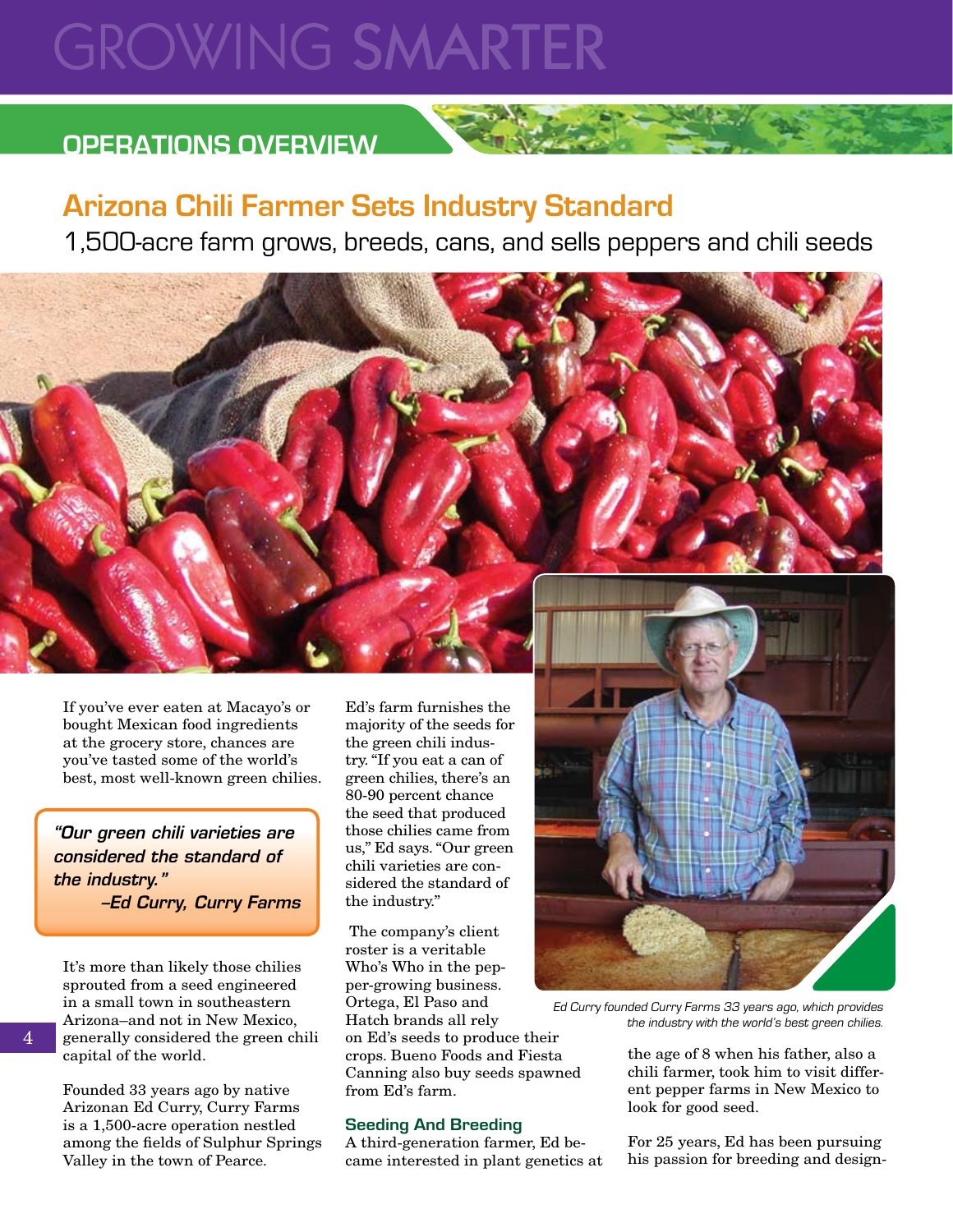# GROWING SMARTER

## OPERATIONS OVERVIEW

## Arizona Chili Farmer Sets Industry Standard

1,500-acre farm grows, breeds, cans, and sells peppers and chili seeds

If you've ever eaten at Macayo's or bought Mexican food ingredients at the grocery store, chances are you've tasted some of the world's best, most well-known green chilies.

> ***"Our green chili varieties are considered the standard of the industry."***
> ***–Ed Curry, Curry Farms***

It's more than likely those chilies sprouted from a seed engineered in a small town in southeastern Arizona–and not in New Mexico, generally considered the green chili capital of the world.

Founded 33 years ago by native Arizonan Ed Curry, Curry Farms is a 1,500-acre operation nestled among the fields of Sulphur Springs Valley in the town of Pearce.

Ed's farm furnishes the majority of the seeds for the green chili industry. "If you eat a can of green chilies, there's an 80-90 percent chance the seed that produced those chilies came from us," Ed says. "Our green chili varieties are considered the standard of the industry."

The company's client roster is a veritable Who's Who in the pepper-growing business. Ortega, El Paso and Hatch brands all rely on Ed's seeds to produce their crops. Bueno Foods and Fiesta Canning also buy seeds spawned from Ed's farm.

### Seeding And Breeding

A third-generation farmer, Ed became interested in plant genetics at the age of 8 when his father, also a chili farmer, took him to visit different pepper farms in New Mexico to look for good seed.

For 25 years, Ed has been pursuing his passion for breeding and design-

*Ed Curry founded Curry Farms 33 years ago, which provides the industry with the world's best green chilies.*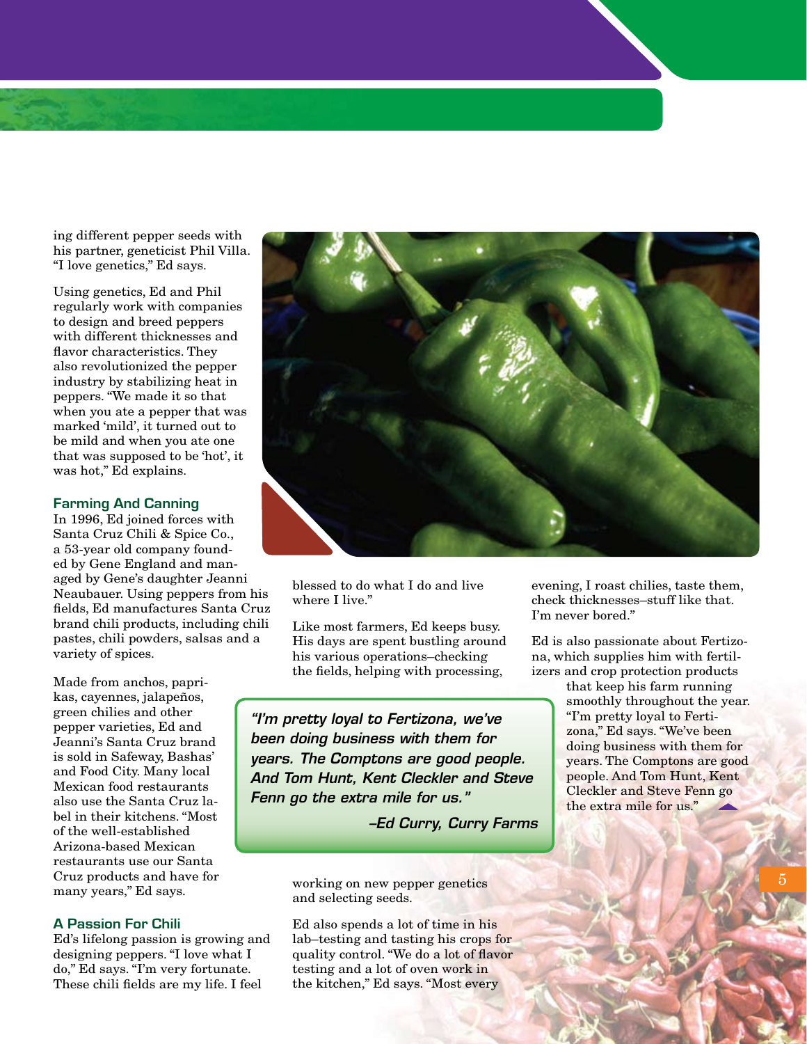ing different pepper seeds with his partner, geneticist Phil Villa. "I love genetics," Ed says.

Using genetics, Ed and Phil regularly work with companies to design and breed peppers with different thicknesses and flavor characteristics. They also revolutionized the pepper industry by stabilizing heat in peppers. "We made it so that when you ate a pepper that was marked 'mild', it turned out to be mild and when you ate one that was supposed to be 'hot', it was hot," Ed explains.

### Farming And Canning

In 1996, Ed joined forces with Santa Cruz Chili & Spice Co., a 53-year old company founded by Gene England and managed by Gene's daughter Jeanni Neaubauer. Using peppers from his fields, Ed manufactures Santa Cruz brand chili products, including chili pastes, chili powders, salsas and a variety of spices.

Made from anchos, paprikas, cayennes, jalapeños, green chilies and other pepper varieties, Ed and Jeanni's Santa Cruz brand is sold in Safeway, Bashas' and Food City. Many local Mexican food restaurants also use the Santa Cruz label in their kitchens. "Most of the well-established Arizona-based Mexican restaurants use our Santa Cruz products and have for many years," Ed says.

### A Passion For Chili

Ed's lifelong passion is growing and designing peppers. "I love what I do," Ed says. "I'm very fortunate. These chili fields are my life. I feel blessed to do what I do and live where I live."

Like most farmers, Ed keeps busy. His days are spent bustling around his various operations–checking the fields, helping with processing, working on new pepper genetics and selecting seeds.

Ed also spends a lot of time in his lab–testing and tasting his crops for quality control. "We do a lot of flavor testing and a lot of oven work in the kitchen," Ed says. "Most every evening, I roast chilies, taste them, check thicknesses–stuff like that. I'm never bored."

Ed is also passionate about Fertizona, which supplies him with fertilizers and crop protection products that keep his farm running smoothly throughout the year. "I'm pretty loyal to Fertizona," Ed says. "We've been doing business with them for years. The Comptons are good people. And Tom Hunt, Kent Cleckler and Steve Fenn go the extra mile for us."

> ***"I'm pretty loyal to Fertizona, we've been doing business with them for years. The Comptons are good people. And Tom Hunt, Kent Cleckler and Steve Fenn go the extra mile for us."***
>
> ***–Ed Curry, Curry Farms***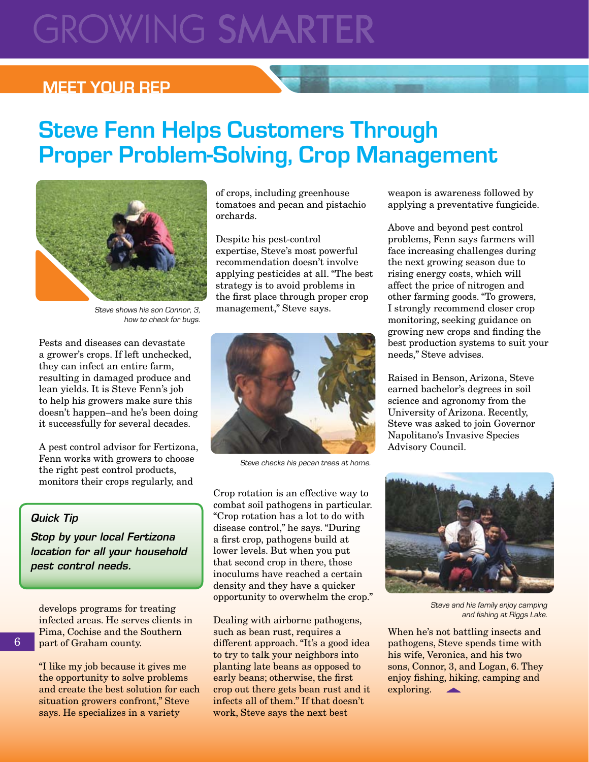GROWING SMARTER

MEET YOUR REP

# Steve Fenn Helps Customers Through Proper Problem-Solving, Crop Management

*Steve shows his son Connor, 3, how to check for bugs.*

Pests and diseases can devastate a grower's crops. If left unchecked, they can infect an entire farm, resulting in damaged produce and lean yields. It is Steve Fenn's job to help his growers make sure this doesn't happen–and he's been doing it successfully for several decades.

A pest control advisor for Fertizona, Fenn works with growers to choose the right pest control products, monitors their crops regularly, and develops programs for treating infected areas. He serves clients in Pima, Cochise and the Southern part of Graham county.

> ***Quick Tip***
>
> ***Stop by your local Fertizona location for all your household pest control needs.***

"I like my job because it gives me the opportunity to solve problems and create the best solution for each situation growers confront," Steve says. He specializes in a variety of crops, including greenhouse tomatoes and pecan and pistachio orchards.

Despite his pest-control expertise, Steve's most powerful recommendation doesn't involve applying pesticides at all. "The best strategy is to avoid problems in the first place through proper crop management," Steve says.

*Steve checks his pecan trees at home.*

Crop rotation is an effective way to combat soil pathogens in particular. "Crop rotation has a lot to do with disease control," he says. "During a first crop, pathogens build at lower levels. But when you put that second crop in there, those inoculums have reached a certain density and they have a quicker opportunity to overwhelm the crop."

Dealing with airborne pathogens, such as bean rust, requires a different approach. "It's a good idea to try to talk your neighbors into planting late beans as opposed to early beans; otherwise, the first crop out there gets bean rust and it infects all of them." If that doesn't work, Steve says the next best weapon is awareness followed by applying a preventative fungicide.

Above and beyond pest control problems, Fenn says farmers will face increasing challenges during the next growing season due to rising energy costs, which will affect the price of nitrogen and other farming goods. "To growers, I strongly recommend closer crop monitoring, seeking guidance on growing new crops and finding the best production systems to suit your needs," Steve advises.

Raised in Benson, Arizona, Steve earned bachelor's degrees in soil science and agronomy from the University of Arizona. Recently, Steve was asked to join Governor Napolitano's Invasive Species Advisory Council.

*Steve and his family enjoy camping and fishing at Riggs Lake.*

When he's not battling insects and pathogens, Steve spends time with his wife, Veronica, and his two sons, Connor, 3, and Logan, 6. They enjoy fishing, hiking, camping and exploring.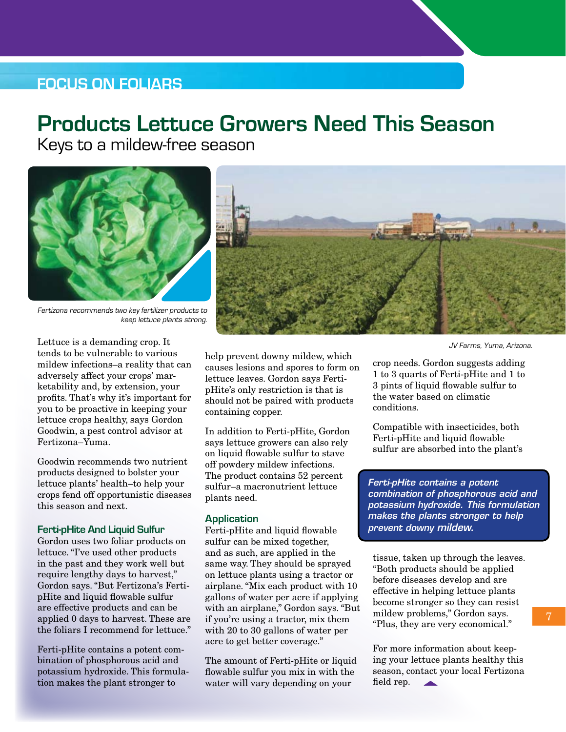FOCUS ON FOLIARS

# Products Lettuce Growers Need This Season

## Keys to a mildew-free season

*Fertizona recommends two key fertilizer products to keep lettuce plants strong.*

*JV Farms, Yuma, Arizona.*

Lettuce is a demanding crop. It tends to be vulnerable to various mildew infections–a reality that can adversely affect your crops' marketability and, by extension, your profits. That's why it's important for you to be proactive in keeping your lettuce crops healthy, says Gordon Goodwin, a pest control advisor at Fertizona–Yuma.

Goodwin recommends two nutrient products designed to bolster your lettuce plants' health–to help your crops fend off opportunistic diseases this season and next.

### Ferti-pHite And Liquid Sulfur

Gordon uses two foliar products on lettuce. "I've used other products in the past and they work well but require lengthy days to harvest," Gordon says. "But Fertizona's Ferti-pHite and liquid flowable sulfur are effective products and can be applied 0 days to harvest. These are the foliars I recommend for lettuce."

Ferti-pHite contains a potent combination of phosphorous acid and potassium hydroxide. This formulation makes the plant stronger to help prevent downy mildew, which causes lesions and spores to form on lettuce leaves. Gordon says Ferti-pHite's only restriction is that is should not be paired with products containing copper.

In addition to Ferti-pHite, Gordon says lettuce growers can also rely on liquid flowable sulfur to stave off powdery mildew infections. The product contains 52 percent sulfur–a macronutrient lettuce plants need.

### Application

Ferti-pHite and liquid flowable sulfur can be mixed together, and as such, are applied in the same way. They should be sprayed on lettuce plants using a tractor or airplane. "Mix each product with 10 gallons of water per acre if applying with an airplane," Gordon says. "But if you're using a tractor, mix them with 20 to 30 gallons of water per acre to get better coverage."

The amount of Ferti-pHite or liquid flowable sulfur you mix in with the water will vary depending on your crop needs. Gordon suggests adding 1 to 3 quarts of Ferti-pHite and 1 to 3 pints of liquid flowable sulfur to the water based on climatic conditions.

Compatible with insecticides, both Ferti-pHite and liquid flowable sulfur are absorbed into the plant's tissue, taken up through the leaves. "Both products should be applied before diseases develop and are effective in helping lettuce plants become stronger so they can resist mildew problems," Gordon says. "Plus, they are very economical."

> ***Ferti-pHite contains a potent combination of phosphorous acid and potassium hydroxide. This formulation makes the plants stronger to help prevent downy mildew.***

For more information about keeping your lettuce plants healthy this season, contact your local Fertizona field rep.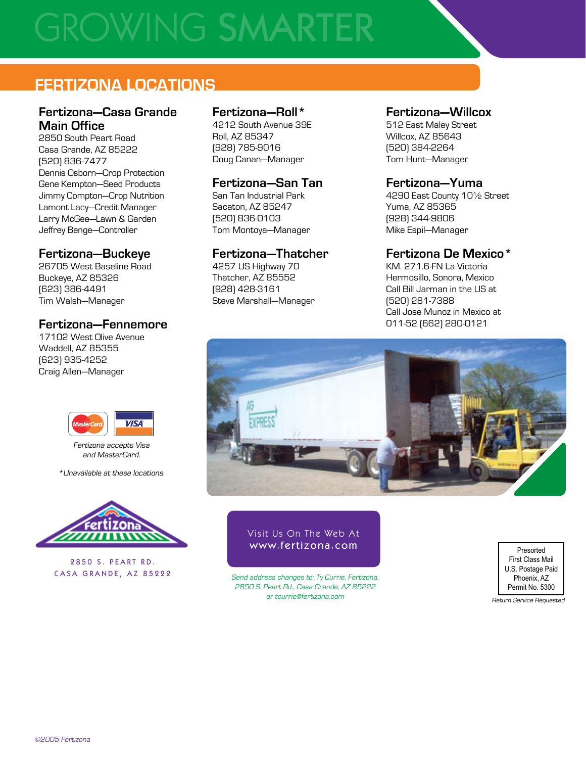# GROWING SMARTER

## FERTIZONA LOCATIONS

### Fertizona—Casa Grande Main Office

2850 South Peart Road
Casa Grande, AZ 85222
(520) 836-7477
Dennis Osborn—Crop Protection
Gene Kempton—Seed Products
Jimmy Compton—Crop Nutrition
Lamont Lacy—Credit Manager
Larry McGee—Lawn & Garden
Jeffrey Benge—Controller

### Fertizona—Buckeye

26705 West Baseline Road
Buckeye, AZ 85326
(623) 386-4491
Tim Walsh—Manager

### Fertizona—Fennemore

17102 West Olive Avenue
Waddell, AZ 85355
(623) 935-4252
Craig Allen—Manager

### Fertizona—Roll*

4212 South Avenue 39E
Roll, AZ 85347
(928) 785-9016
Doug Canan—Manager

### Fertizona—San Tan

San Tan Industrial Park
Sacaton, AZ 85247
(520) 836-0103
Tom Montoya—Manager

### Fertizona—Thatcher

4257 US Highway 70
Thatcher, AZ 85552
(928) 428-3161
Steve Marshall—Manager

### Fertizona—Willcox

512 East Maley Street
Willcox, AZ 85643
(520) 384-2264
Tom Hunt—Manager

### Fertizona—Yuma

4290 East County 10½ Street
Yuma, AZ 85365
(928) 344-9806
Mike Espil—Manager

### Fertizona De Mexico*

KM. 271.6-FN La Victoria
Hermosillo, Sonora, Mexico
Call Bill Jarman in the US at
(520) 281-7388
Call Jose Munoz in Mexico at
011-52 (662) 280-0121

*Fertizona accepts Visa and MasterCard.*

*\*Unavailable at these locations.*

2850 S. PEART RD.
CASA GRANDE, AZ 85222

Visit Us On The Web At
www.fertizona.com

*Send address changes to: Ty Currie, Fertizona, 2850 S. Peart Rd., Casa Grande, AZ 85222 or tcurrie@fertizona.com*

Presorted
First Class Mail
U.S. Postage Paid
Phoenix, AZ
Permit No. 5300

*Return Service Requested*

*©2005 Fertizona*